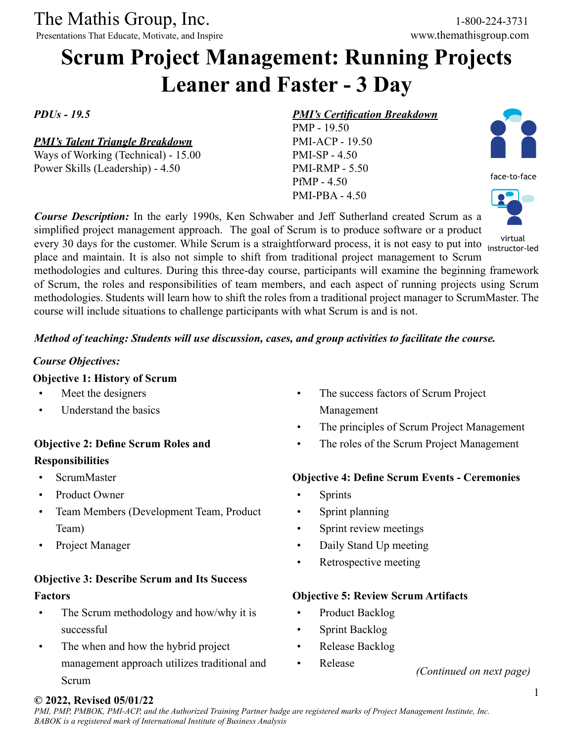The Mathis Group, Inc.
Presentations That Educate, Motivate, and Inspire

1-800-224-3731
www.themathisgroup.com

# Scrum Project Management: Running Projects Leaner and Faster - 3 Day

***PDUs - 19.5***

***PMI's Talent Triangle Breakdown***
Ways of Working (Technical) - 15.00
Power Skills (Leadership) - 4.50

***PMI's Certification Breakdown***
PMP - 19.50
PMI-ACP - 19.50
PMI-SP - 4.50
PMI-RMP - 5.50
PfMP - 4.50
PMI-PBA - 4.50

face-to-face

virtual instructor-led

***Course Description:*** In the early 1990s, Ken Schwaber and Jeff Sutherland created Scrum as a simplified project management approach. The goal of Scrum is to produce software or a product every 30 days for the customer. While Scrum is a straightforward process, it is not easy to put into place and maintain. It is also not simple to shift from traditional project management to Scrum methodologies and cultures. During this three-day course, participants will examine the beginning framework of Scrum, the roles and responsibilities of team members, and each aspect of running projects using Scrum methodologies. Students will learn how to shift the roles from a traditional project manager to ScrumMaster. The course will include situations to challenge participants with what Scrum is and is not.

***Method of teaching: Students will use discussion, cases, and group activities to facilitate the course.***

***Course Objectives:***

**Objective 1: History of Scrum**

- Meet the designers
- Understand the basics

**Objective 2: Define Scrum Roles and Responsibilities**

- ScrumMaster
- Product Owner
- Team Members (Development Team, Product Team)
- Project Manager

**Objective 3: Describe Scrum and Its Success Factors**

- The Scrum methodology and how/why it is successful
- The when and how the hybrid project management approach utilizes traditional and Scrum
- The success factors of Scrum Project Management
- The principles of Scrum Project Management
- The roles of the Scrum Project Management

**Objective 4: Define Scrum Events - Ceremonies**

- Sprints
- Sprint planning
- Sprint review meetings
- Daily Stand Up meeting
- Retrospective meeting

**Objective 5: Review Scrum Artifacts**

- Product Backlog
- Sprint Backlog
- Release Backlog
- Release

*(Continued on next page)*

**© 2022, Revised 05/01/22**
*PMI, PMP, PMBOK, PMI-ACP, and the Authorized Training Partner badge are registered marks of Project Management Institute, Inc.*
*BABOK is a registered mark of International Institute of Business Analysis*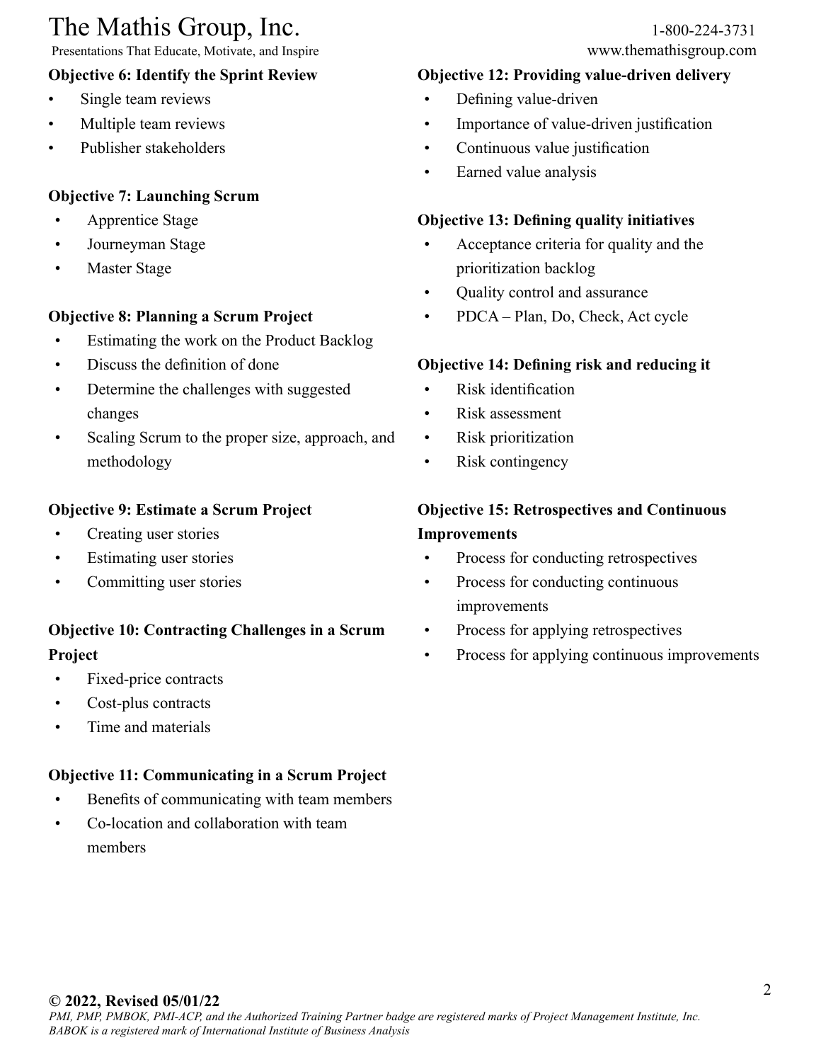**Objective 6: Identify the Sprint Review**

- Single team reviews
- Multiple team reviews
- Publisher stakeholders

**Objective 7: Launching Scrum**

- Apprentice Stage
- Journeyman Stage
- Master Stage

**Objective 8: Planning a Scrum Project**

- Estimating the work on the Product Backlog
- Discuss the definition of done
- Determine the challenges with suggested changes
- Scaling Scrum to the proper size, approach, and methodology

**Objective 9: Estimate a Scrum Project**

- Creating user stories
- Estimating user stories
- Committing user stories

**Objective 10: Contracting Challenges in a Scrum Project**

- Fixed-price contracts
- Cost-plus contracts
- Time and materials

**Objective 11: Communicating in a Scrum Project**

- Benefits of communicating with team members
- Co-location and collaboration with team members

**Objective 12: Providing value-driven delivery**

- Defining value-driven
- Importance of value-driven justification
- Continuous value justification
- Earned value analysis

**Objective 13: Defining quality initiatives**

- Acceptance criteria for quality and the prioritization backlog
- Quality control and assurance
- PDCA – Plan, Do, Check, Act cycle

**Objective 14: Defining risk and reducing it**

- Risk identification
- Risk assessment
- Risk prioritization
- Risk contingency

**Objective 15: Retrospectives and Continuous Improvements**

- Process for conducting retrospectives
- Process for conducting continuous improvements
- Process for applying retrospectives
- Process for applying continuous improvements

**© 2022, Revised 05/01/22**

*PMI, PMP, PMBOK, PMI-ACP, and the Authorized Training Partner badge are registered marks of Project Management Institute, Inc. BABOK is a registered mark of International Institute of Business Analysis*